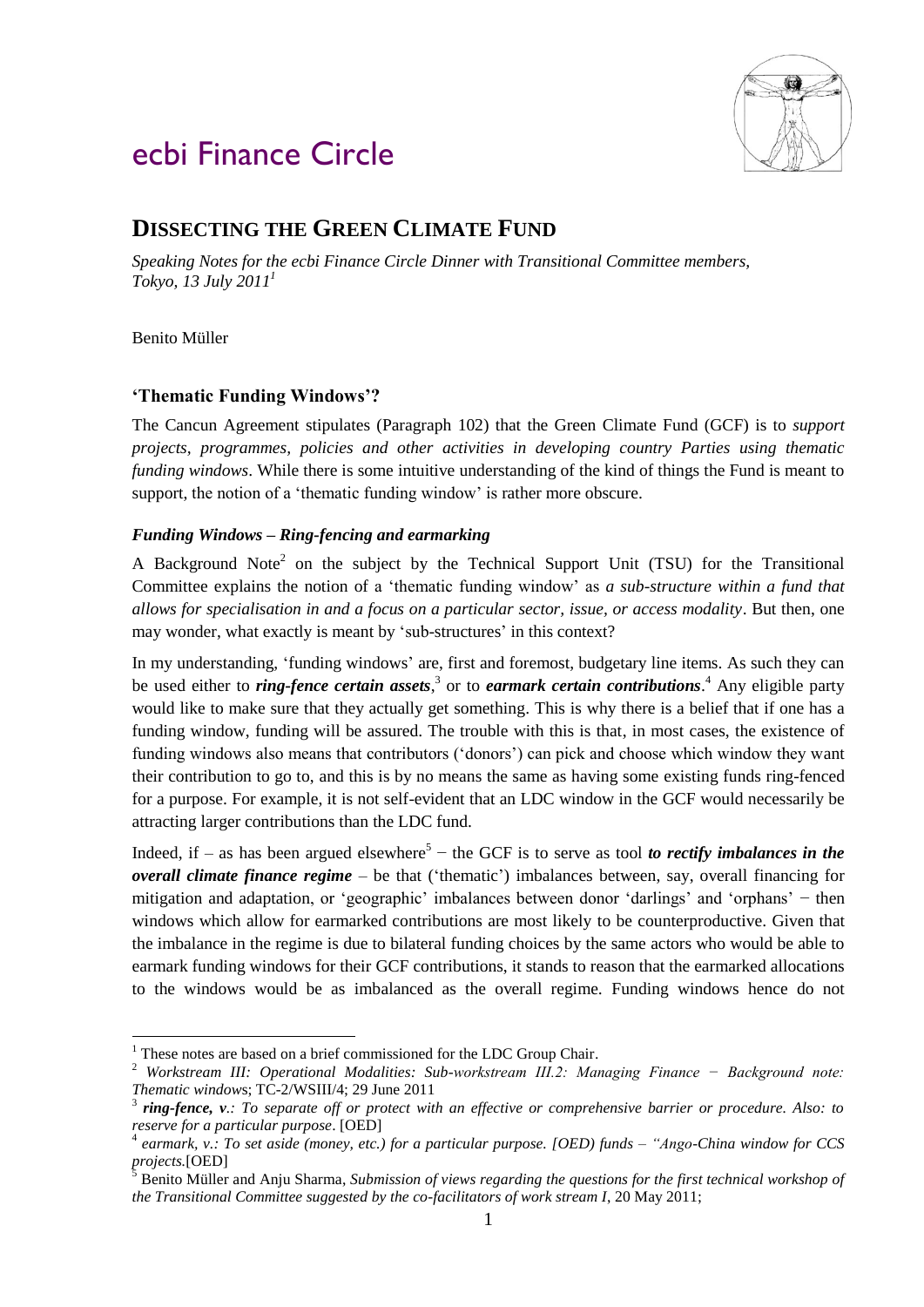# ecbi Finance Circle

## DISSECTING THE GREEN CLIMATE FUND

*Speaking Notes for the ecbi Finance Circle Dinner with Transitional Committee members, Tokyo, 13 July 2011*[1]

Benito Müller

### 'Thematic Funding Windows'?

The Cancun Agreement stipulates (Paragraph 102) that the Green Climate Fund (GCF) is to *support projects, programmes, policies and other activities in developing country Parties using thematic funding windows*. While there is some intuitive understanding of the kind of things the Fund is meant to support, the notion of a 'thematic funding window' is rather more obscure.

#### *Funding Windows – Ring-fencing and earmarking*

A Background Note[2] on the subject by the Technical Support Unit (TSU) for the Transitional Committee explains the notion of a 'thematic funding window' as *a sub-structure within a fund that allows for specialisation in and a focus on a particular sector, issue, or access modality*. But then, one may wonder, what exactly is meant by 'sub-structures' in this context?

In my understanding, 'funding windows' are, first and foremost, budgetary line items. As such they can be used either to ***ring-fence certain assets***,[3] or to ***earmark certain contributions***.[4] Any eligible party would like to make sure that they actually get something. This is why there is a belief that if one has a funding window, funding will be assured. The trouble with this is that, in most cases, the existence of funding windows also means that contributors ('donors') can pick and choose which window they want their contribution to go to, and this is by no means the same as having some existing funds ring-fenced for a purpose. For example, it is not self-evident that an LDC window in the GCF would necessarily be attracting larger contributions than the LDC fund.

Indeed, if – as has been argued elsewhere[5] − the GCF is to serve as tool ***to rectify imbalances in the overall climate finance regime*** – be that ('thematic') imbalances between, say, overall financing for mitigation and adaptation, or 'geographic' imbalances between donor 'darlings' and 'orphans' − then windows which allow for earmarked contributions are most likely to be counterproductive. Given that the imbalance in the regime is due to bilateral funding choices by the same actors who would be able to earmark funding windows for their GCF contributions, it stands to reason that the earmarked allocations to the windows would be as imbalanced as the overall regime. Funding windows hence do not

---

[1] These notes are based on a brief commissioned for the LDC Group Chair.

[2] *Workstream III: Operational Modalities: Sub-workstream III.2: Managing Finance − Background note: Thematic windows*; TC-2/WSIII/4; 29 June 2011

[3] ***ring-fence, v****.: To separate off or protect with an effective or comprehensive barrier or procedure. Also: to reserve for a particular purpose*. [OED]

[4] *earmark, v.: To set aside (money, etc.) for a particular purpose. [OED] funds – "Ango-China window for CCS projects.*[OED]

[5] Benito Müller and Anju Sharma, *Submission of views regarding the questions for the first technical workshop of the Transitional Committee suggested by the co-facilitators of work stream I*, 20 May 2011;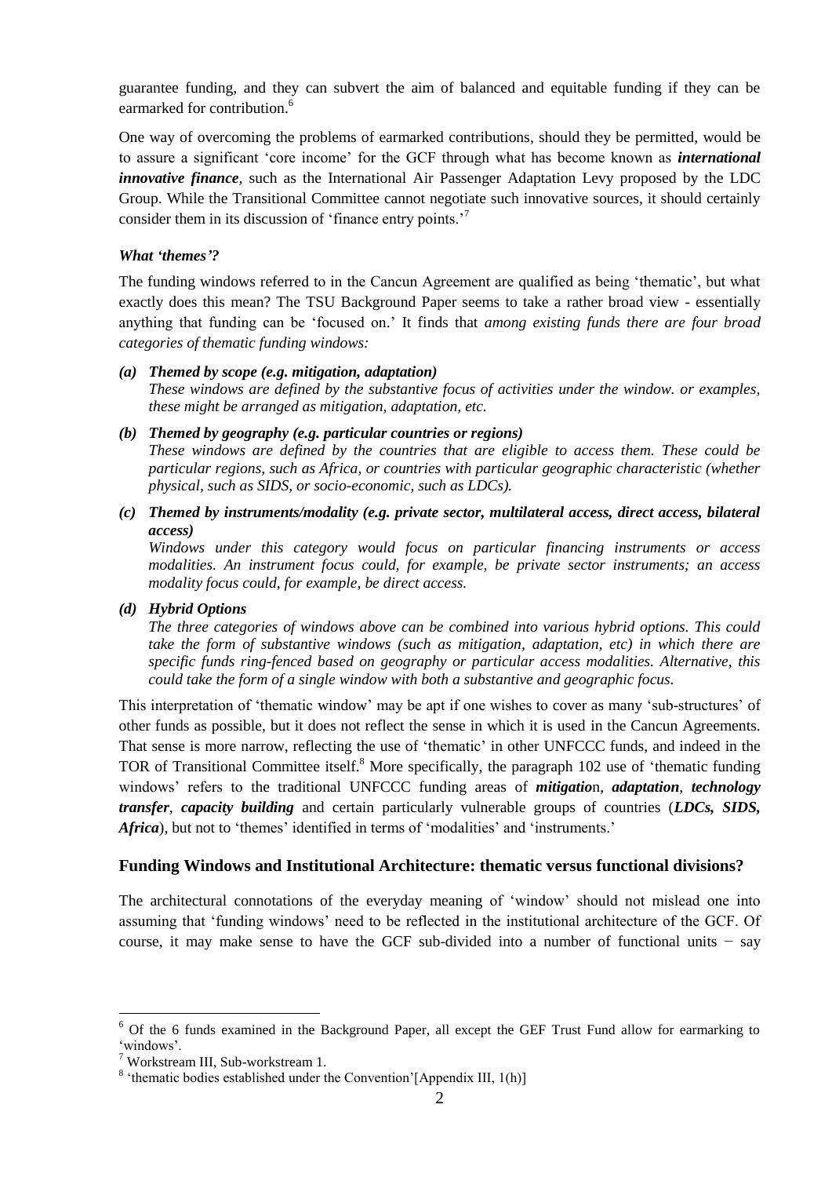guarantee funding, and they can subvert the aim of balanced and equitable funding if they can be earmarked for contribution.[6]

One way of overcoming the problems of earmarked contributions, should they be permitted, would be to assure a significant 'core income' for the GCF through what has become known as ***international innovative finance***, such as the International Air Passenger Adaptation Levy proposed by the LDC Group. While the Transitional Committee cannot negotiate such innovative sources, it should certainly consider them in its discussion of 'finance entry points.'[7]

### *What 'themes'?*

The funding windows referred to in the Cancun Agreement are qualified as being 'thematic', but what exactly does this mean? The TSU Background Paper seems to take a rather broad view - essentially anything that funding can be 'focused on.' It finds that *among existing funds there are four broad categories of thematic funding windows:*

***(a) Themed by scope (e.g. mitigation, adaptation)***
*These windows are defined by the substantive focus of activities under the window. or examples, these might be arranged as mitigation, adaptation, etc.*

***(b) Themed by geography (e.g. particular countries or regions)***
*These windows are defined by the countries that are eligible to access them. These could be particular regions, such as Africa, or countries with particular geographic characteristic (whether physical, such as SIDS, or socio-economic, such as LDCs).*

***(c) Themed by instruments/modality (e.g. private sector, multilateral access, direct access, bilateral access)***
*Windows under this category would focus on particular financing instruments or access modalities. An instrument focus could, for example, be private sector instruments; an access modality focus could, for example, be direct access.*

***(d) Hybrid Options***
*The three categories of windows above can be combined into various hybrid options. This could take the form of substantive windows (such as mitigation, adaptation, etc) in which there are specific funds ring-fenced based on geography or particular access modalities. Alternative, this could take the form of a single window with both a substantive and geographic focus.*

This interpretation of 'thematic window' may be apt if one wishes to cover as many 'sub-structures' of other funds as possible, but it does not reflect the sense in which it is used in the Cancun Agreements. That sense is more narrow, reflecting the use of 'thematic' in other UNFCCC funds, and indeed in the TOR of Transitional Committee itself.[8] More specifically, the paragraph 102 use of 'thematic funding windows' refers to the traditional UNFCCC funding areas of ***mitigatio***n, ***adaptation***, ***technology transfer***, ***capacity building*** and certain particularly vulnerable groups of countries (***LDCs, SIDS, Africa***), but not to 'themes' identified in terms of 'modalities' and 'instruments.'

## Funding Windows and Institutional Architecture: thematic versus functional divisions?

The architectural connotations of the everyday meaning of 'window' should not mislead one into assuming that 'funding windows' need to be reflected in the institutional architecture of the GCF. Of course, it may make sense to have the GCF sub-divided into a number of functional units − say

---

[6] Of the 6 funds examined in the Background Paper, all except the GEF Trust Fund allow for earmarking to 'windows'.

[7] Workstream III, Sub-workstream 1.

[8] 'thematic bodies established under the Convention'[Appendix III, 1(h)]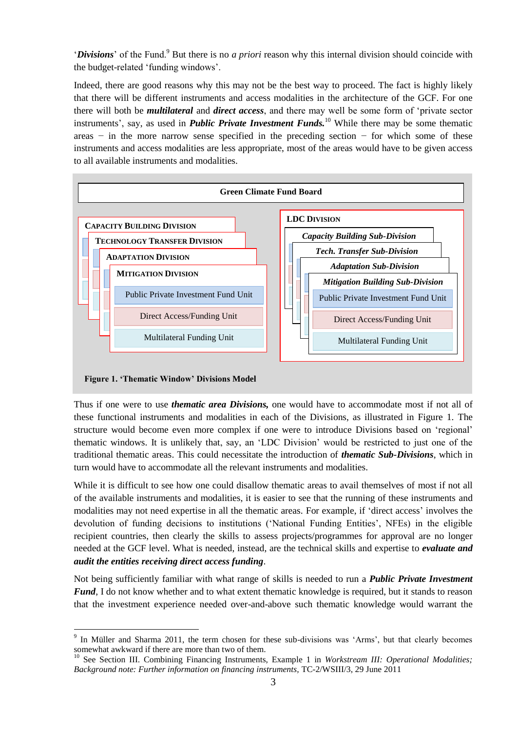'***Divisions***' of the Fund.[9] But there is no *a priori* reason why this internal division should coincide with the budget-related 'funding windows'.

Indeed, there are good reasons why this may not be the best way to proceed. The fact is highly likely that there will be different instruments and access modalities in the architecture of the GCF. For one there will both be ***multilateral*** and ***direct access***, and there may well be some form of 'private sector instruments', say, as used in ***Public Private Investment Funds.***[10] While there may be some thematic areas − in the more narrow sense specified in the preceding section − for which some of these instruments and access modalities are less appropriate, most of the areas would have to be given access to all available instruments and modalities.

Green Climate Fund Board

CAPACITY BUILDING DIVISION
TECHNOLOGY TRANSFER DIVISION
ADAPTATION DIVISION
MITIGATION DIVISION
- Public Private Investment Fund Unit
- Direct Access/Funding Unit
- Multilateral Funding Unit

LDC DIVISION
*Capacity Building Sub-Division*
*Tech. Transfer Sub-Division*
*Adaptation Sub-Division*
*Mitigation Building Sub-Division*
- Public Private Investment Fund Unit
- Direct Access/Funding Unit
- Multilateral Funding Unit

**Figure 1. 'Thematic Window' Divisions Model**

Thus if one were to use ***thematic area Divisions,*** one would have to accommodate most if not all of these functional instruments and modalities in each of the Divisions, as illustrated in Figure 1. The structure would become even more complex if one were to introduce Divisions based on 'regional' thematic windows. It is unlikely that, say, an 'LDC Division' would be restricted to just one of the traditional thematic areas. This could necessitate the introduction of ***thematic Sub-Divisions***, which in turn would have to accommodate all the relevant instruments and modalities.

While it is difficult to see how one could disallow thematic areas to avail themselves of most if not all of the available instruments and modalities, it is easier to see that the running of these instruments and modalities may not need expertise in all the thematic areas. For example, if 'direct access' involves the devolution of funding decisions to institutions ('National Funding Entities', NFEs) in the eligible recipient countries, then clearly the skills to assess projects/programmes for approval are no longer needed at the GCF level. What is needed, instead, are the technical skills and expertise to ***evaluate and audit the entities receiving direct access funding***.

Not being sufficiently familiar with what range of skills is needed to run a ***Public Private Investment Fund***, I do not know whether and to what extent thematic knowledge is required, but it stands to reason that the investment experience needed over-and-above such thematic knowledge would warrant the

---

[9] In Müller and Sharma 2011, the term chosen for these sub-divisions was 'Arms', but that clearly becomes somewhat awkward if there are more than two of them.

[10] See Section III. Combining Financing Instruments, Example 1 in *Workstream III: Operational Modalities; Background note: Further information on financing instruments*, TC-2/WSIII/3, 29 June 2011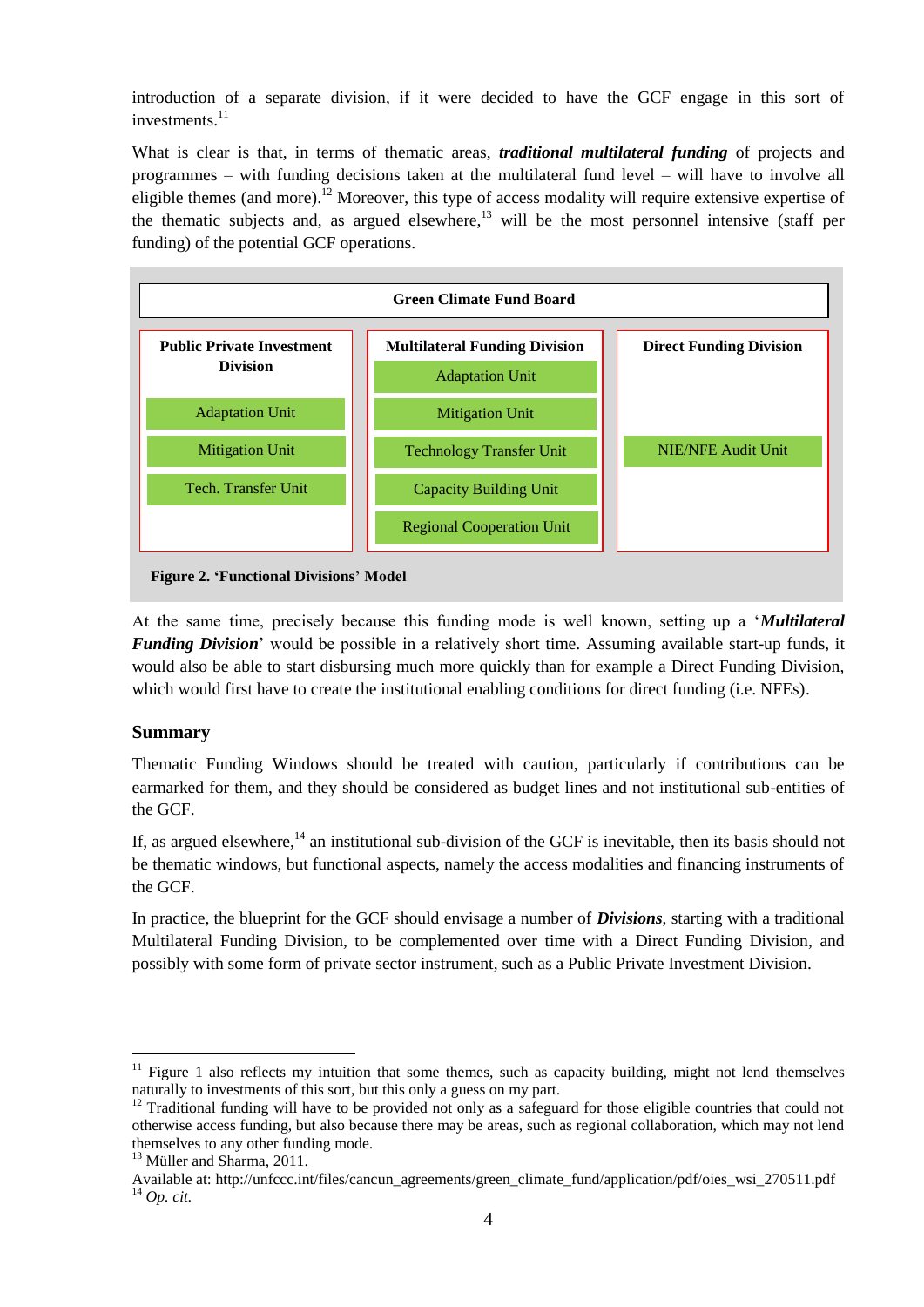introduction of a separate division, if it were decided to have the GCF engage in this sort of investments.[11]

What is clear is that, in terms of thematic areas, ***traditional multilateral funding*** of projects and programmes – with funding decisions taken at the multilateral fund level – will have to involve all eligible themes (and more).[12] Moreover, this type of access modality will require extensive expertise of the thematic subjects and, as argued elsewhere,[13] will be the most personnel intensive (staff per funding) of the potential GCF operations.

Green Climate Fund Board

Public Private Investment Division
Adaptation Unit
Mitigation Unit
Tech. Transfer Unit

Multilateral Funding Division
Adaptation Unit
Mitigation Unit
Technology Transfer Unit
Capacity Building Unit
Regional Cooperation Unit

Direct Funding Division
NIE/NFE Audit Unit

**Figure 2. 'Functional Divisions' Model**

At the same time, precisely because this funding mode is well known, setting up a '***Multilateral Funding Division***' would be possible in a relatively short time. Assuming available start-up funds, it would also be able to start disbursing much more quickly than for example a Direct Funding Division, which would first have to create the institutional enabling conditions for direct funding (i.e. NFEs).

## Summary

Thematic Funding Windows should be treated with caution, particularly if contributions can be earmarked for them, and they should be considered as budget lines and not institutional sub-entities of the GCF.

If, as argued elsewhere,[14] an institutional sub-division of the GCF is inevitable, then its basis should not be thematic windows, but functional aspects, namely the access modalities and financing instruments of the GCF.

In practice, the blueprint for the GCF should envisage a number of ***Divisions***, starting with a traditional Multilateral Funding Division, to be complemented over time with a Direct Funding Division, and possibly with some form of private sector instrument, such as a Public Private Investment Division.

---

[11] Figure 1 also reflects my intuition that some themes, such as capacity building, might not lend themselves naturally to investments of this sort, but this only a guess on my part.

[12] Traditional funding will have to be provided not only as a safeguard for those eligible countries that could not otherwise access funding, but also because there may be areas, such as regional collaboration, which may not lend themselves to any other funding mode.

[13] Müller and Sharma, 2011.
Available at: http://unfccc.int/files/cancun_agreements/green_climate_fund/application/pdf/oies_wsi_270511.pdf

[14] *Op. cit.*